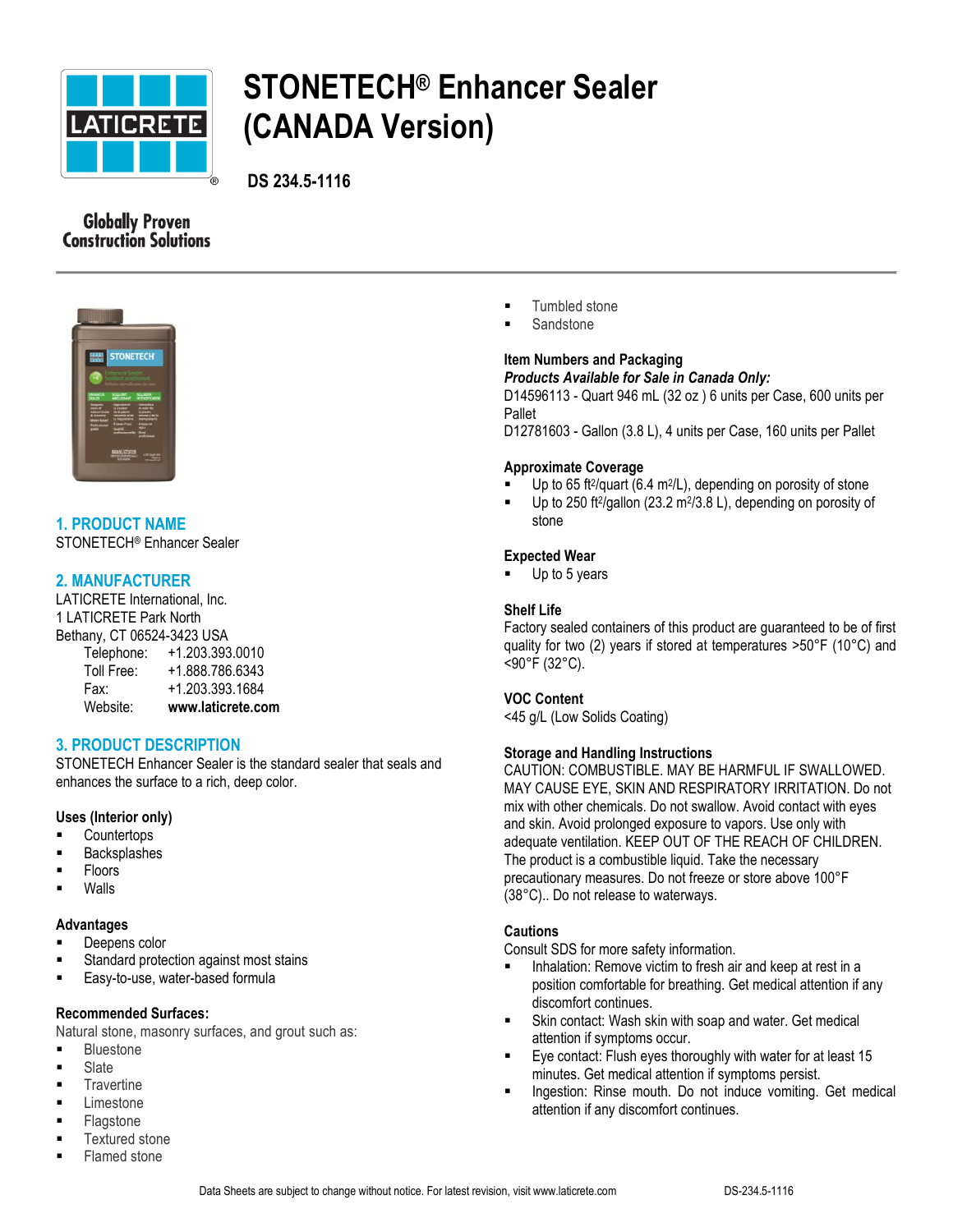# STONETECH® Enhancer Sealer (CANADA Version)

**DS 234.5-1116**

Globally Proven Construction Solutions

## 1. PRODUCT NAME

STONETECH® Enhancer Sealer

## 2. MANUFACTURER

LATICRETE International, Inc.
1 LATICRETE Park North
Bethany, CT 06524-3423 USA

| | |
|---|---|
| Telephone: | +1.203.393.0010 |
| Toll Free: | +1.888.786.6343 |
| Fax: | +1.203.393.1684 |
| Website: | **www.laticrete.com** |

## 3. PRODUCT DESCRIPTION

STONETECH Enhancer Sealer is the standard sealer that seals and enhances the surface to a rich, deep color.

### Uses (Interior only)

- Countertops
- Backsplashes
- Floors
- Walls

### Advantages

- Deepens color
- Standard protection against most stains
- Easy-to-use, water-based formula

### Recommended Surfaces:

Natural stone, masonry surfaces, and grout such as:

- Bluestone
- Slate
- Travertine
- Limestone
- Flagstone
- Textured stone
- Flamed stone
- Tumbled stone
- Sandstone

### Item Numbers and Packaging

***Products Available for Sale in Canada Only:***

D14596113 - Quart 946 mL (32 oz ) 6 units per Case, 600 units per Pallet

D12781603 - Gallon (3.8 L), 4 units per Case, 160 units per Pallet

### Approximate Coverage

- Up to 65 $ft^2$/quart (6.4 $m^2$/L), depending on porosity of stone
- Up to 250 $ft^2$/gallon (23.2 $m^2$/3.8 L), depending on porosity of stone

### Expected Wear

- Up to 5 years

### Shelf Life

Factory sealed containers of this product are guaranteed to be of first quality for two (2) years if stored at temperatures >50°F (10°C) and <90°F (32°C).

### VOC Content

<45 g/L (Low Solids Coating)

### Storage and Handling Instructions

CAUTION: COMBUSTIBLE. MAY BE HARMFUL IF SWALLOWED. MAY CAUSE EYE, SKIN AND RESPIRATORY IRRITATION. Do not mix with other chemicals. Do not swallow. Avoid contact with eyes and skin. Avoid prolonged exposure to vapors. Use only with adequate ventilation. KEEP OUT OF THE REACH OF CHILDREN. The product is a combustible liquid. Take the necessary precautionary measures. Do not freeze or store above 100°F (38°C).. Do not release to waterways.

### Cautions

Consult SDS for more safety information.

- Inhalation: Remove victim to fresh air and keep at rest in a position comfortable for breathing. Get medical attention if any discomfort continues.
- Skin contact: Wash skin with soap and water. Get medical attention if symptoms occur.
- Eye contact: Flush eyes thoroughly with water for at least 15 minutes. Get medical attention if symptoms persist.
- Ingestion: Rinse mouth. Do not induce vomiting. Get medical attention if any discomfort continues.

Data Sheets are subject to change without notice. For latest revision, visit www.laticrete.com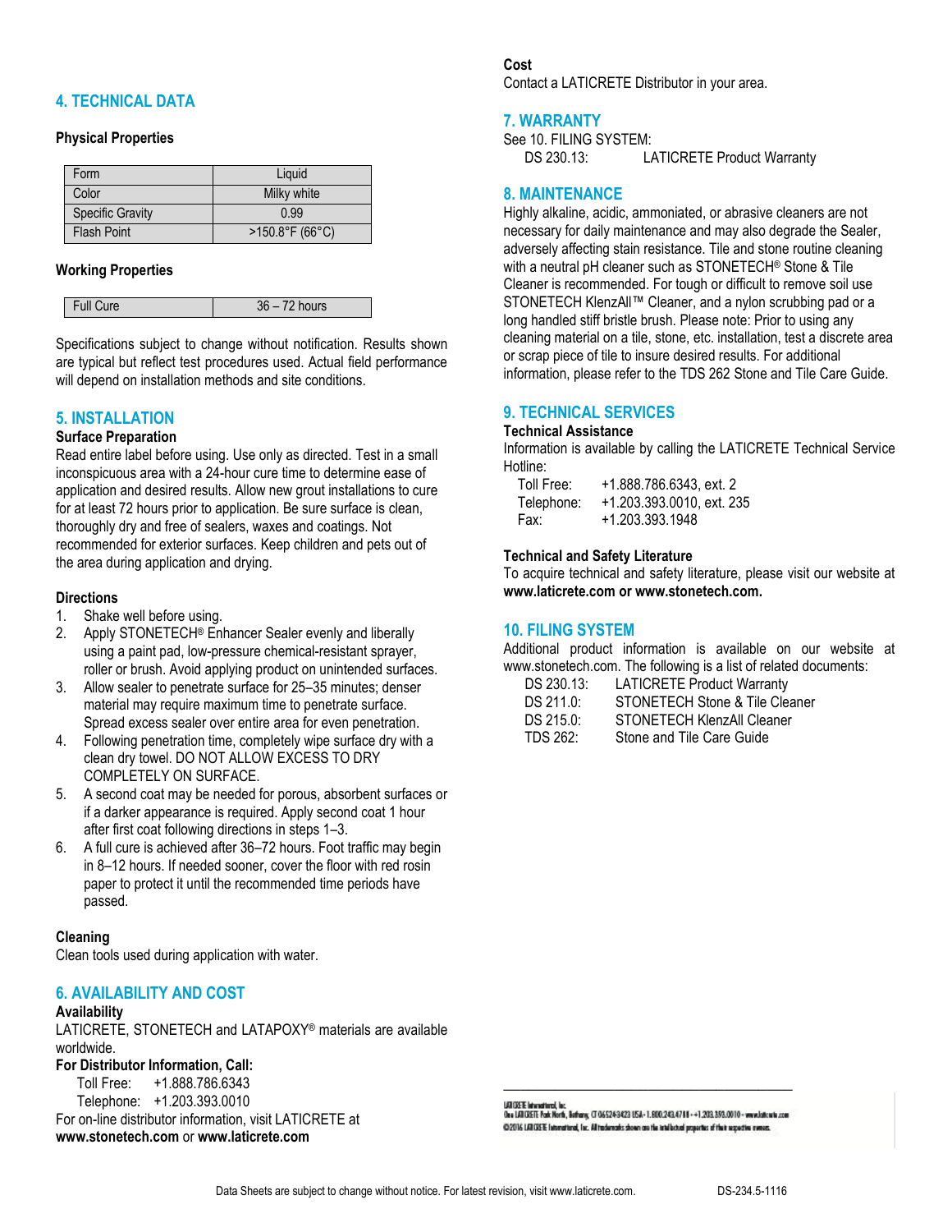## 4. TECHNICAL DATA

### Physical Properties

| | |
|---|---|
| Form | Liquid |
| Color | Milky white |
| Specific Gravity | 0.99 |
| Flash Point | >150.8°F (66°C) |

### Working Properties

| | |
|---|---|
| Full Cure | 36 – 72 hours |

Specifications subject to change without notification. Results shown are typical but reflect test procedures used. Actual field performance will depend on installation methods and site conditions.

## 5. INSTALLATION

### Surface Preparation

Read entire label before using. Use only as directed. Test in a small inconspicuous area with a 24-hour cure time to determine ease of application and desired results. Allow new grout installations to cure for at least 72 hours prior to application. Be sure surface is clean, thoroughly dry and free of sealers, waxes and coatings. Not recommended for exterior surfaces. Keep children and pets out of the area during application and drying.

### Directions

1. Shake well before using.
2. Apply STONETECH® Enhancer Sealer evenly and liberally using a paint pad, low-pressure chemical-resistant sprayer, roller or brush. Avoid applying product on unintended surfaces.
3. Allow sealer to penetrate surface for 25–35 minutes; denser material may require maximum time to penetrate surface. Spread excess sealer over entire area for even penetration.
4. Following penetration time, completely wipe surface dry with a clean dry towel. DO NOT ALLOW EXCESS TO DRY COMPLETELY ON SURFACE.
5. A second coat may be needed for porous, absorbent surfaces or if a darker appearance is required. Apply second coat 1 hour after first coat following directions in steps 1–3.
6. A full cure is achieved after 36–72 hours. Foot traffic may begin in 8–12 hours. If needed sooner, cover the floor with red rosin paper to protect it until the recommended time periods have passed.

### Cleaning

Clean tools used during application with water.

## 6. AVAILABILITY AND COST

### Availability

LATICRETE, STONETECH and LATAPOXY® materials are available worldwide.

**For Distributor Information, Call:**

Toll Free: +1.888.786.6343
Telephone: +1.203.393.0010

For on-line distributor information, visit LATICRETE at **www.stonetech.com** or **www.laticrete.com**

### Cost

Contact a LATICRETE Distributor in your area.

## 7. WARRANTY

See 10. FILING SYSTEM:

DS 230.13: LATICRETE Product Warranty

## 8. MAINTENANCE

Highly alkaline, acidic, ammoniated, or abrasive cleaners are not necessary for daily maintenance and may also degrade the Sealer, adversely affecting stain resistance. Tile and stone routine cleaning with a neutral pH cleaner such as STONETECH® Stone & Tile Cleaner is recommended. For tough or difficult to remove soil use STONETECH KlenzAll™ Cleaner, and a nylon scrubbing pad or a long handled stiff bristle brush. Please note: Prior to using any cleaning material on a tile, stone, etc. installation, test a discrete area or scrap piece of tile to insure desired results. For additional information, please refer to the TDS 262 Stone and Tile Care Guide.

## 9. TECHNICAL SERVICES

### Technical Assistance

Information is available by calling the LATICRETE Technical Service Hotline:

Toll Free: +1.888.786.6343, ext. 2
Telephone: +1.203.393.0010, ext. 235
Fax: +1.203.393.1948

### Technical and Safety Literature

To acquire technical and safety literature, please visit our website at **www.laticrete.com or www.stonetech.com.**

## 10. FILING SYSTEM

Additional product information is available on our website at www.stonetech.com. The following is a list of related documents:

DS 230.13: LATICRETE Product Warranty
DS 211.0: STONETECH Stone & Tile Cleaner
DS 215.0: STONETECH KlenzAll Cleaner
TDS 262: Stone and Tile Care Guide

LATICRETE International, Inc.
One LATICRETE Park North, Bethany, CT 06524-3423 USA • 1.800.243.4788 • +1.203.393.0010 • www.laticrete.com
©2016 LATICRETE International, Inc. All trademarks shown are the intellectual properties of their respective owners.

Data Sheets are subject to change without notice. For latest revision, visit www.laticrete.com.

DS-234.5-1116